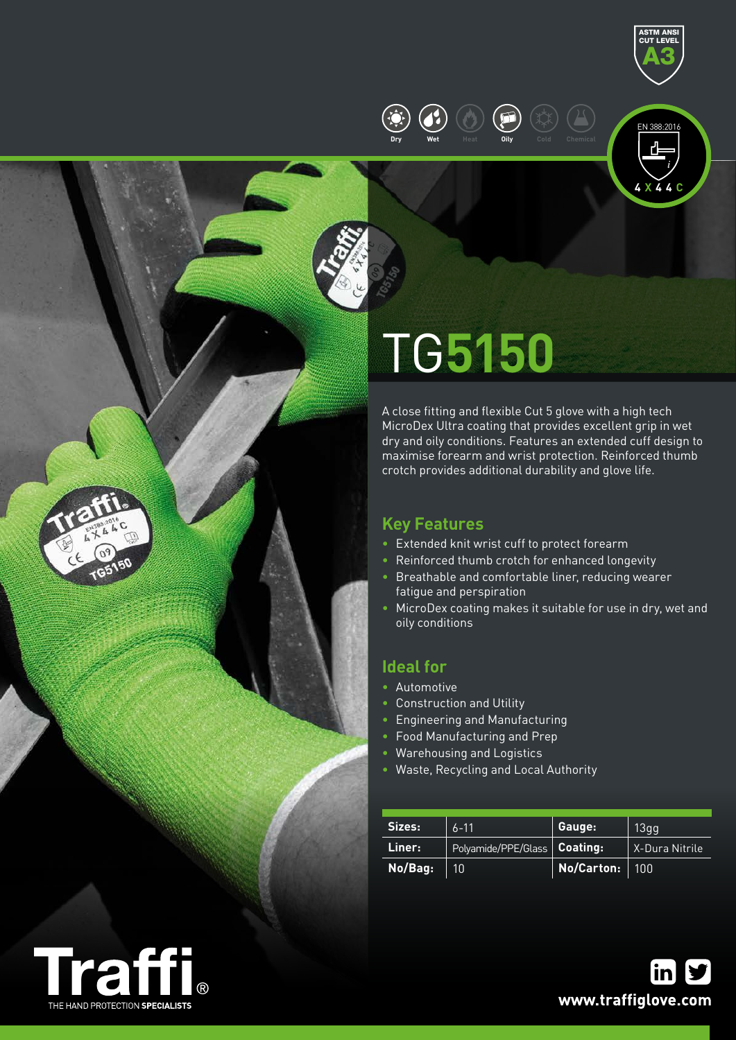ASTM ANSI CUT LEVEL A3

Dry | Wet | Heat | Oily | Cold | Chemical

EN 388:2016 4X44C

# TG5150

A close fitting and flexible Cut 5 glove with a high tech MicroDex Ultra coating that provides excellent grip in wet dry and oily conditions. Features an extended cuff design to maximise forearm and wrist protection. Reinforced thumb crotch provides additional durability and glove life.

## Key Features

- Extended knit wrist cuff to protect forearm
- Reinforced thumb crotch for enhanced longevity
- Breathable and comfortable liner, reducing wearer fatigue and perspiration
- MicroDex coating makes it suitable for use in dry, wet and oily conditions

## Ideal for

- Automotive
- Construction and Utility
- Engineering and Manufacturing
- Food Manufacturing and Prep
- Warehousing and Logistics
- Waste, Recycling and Local Authority

| | | | |
|---|---|---|---|
| **Sizes:** | 6-11 | **Gauge:** | 13gg |
| **Liner:** | Polyamide/PPE/Glass | **Coating:** | X-Dura Nitrile |
| **No/Bag:** | 10 | **No/Carton:** | 100 |

Traffi® THE HAND PROTECTION SPECIALISTS

**www.traffiglove.com**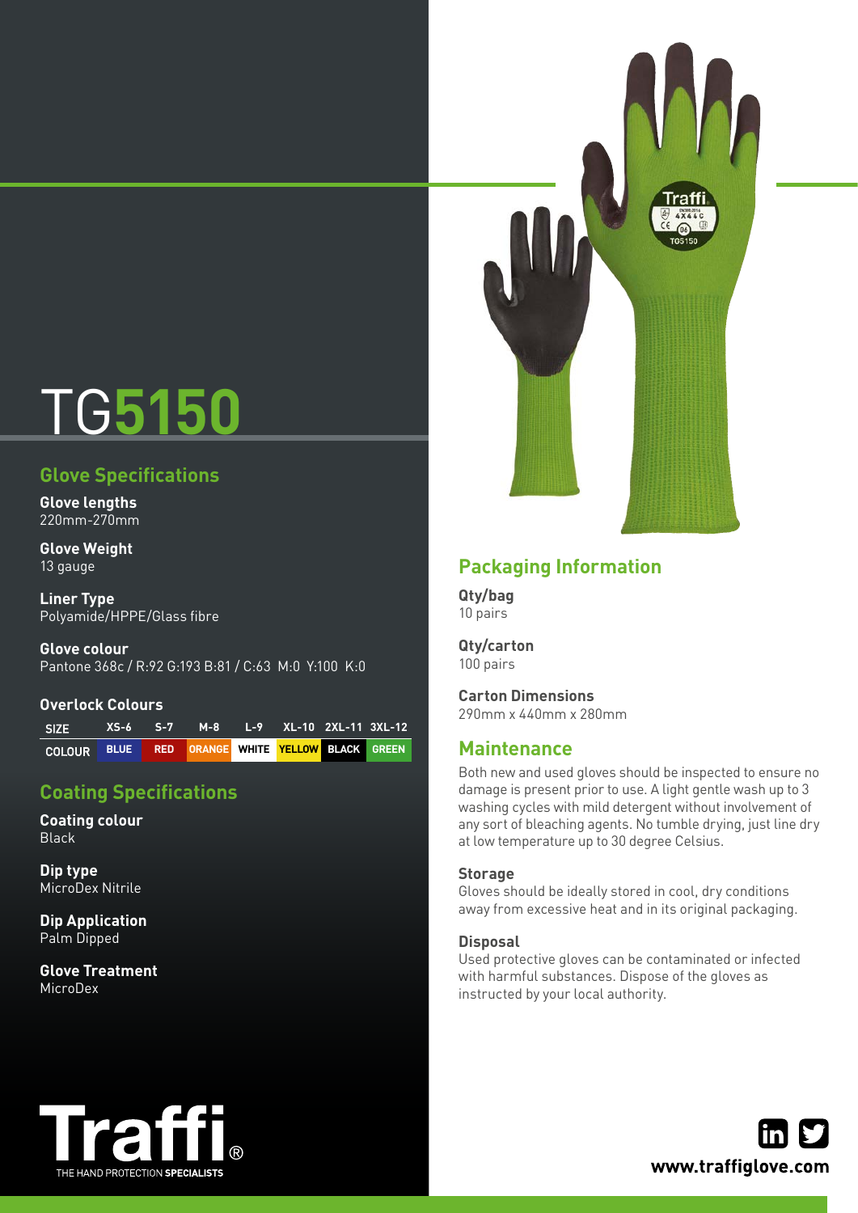# TG5150

## Glove Specifications

**Glove lengths**
220mm-270mm

**Glove Weight**
13 gauge

**Liner Type**
Polyamide/HPPE/Glass fibre

**Glove colour**
Pantone 368c / R:92 G:193 B:81 / C:63 M:0 Y:100 K:0

**Overlock Colours**

| SIZE | XS-6 | S-7 | M-8 | L-9 | XL-10 | 2XL-11 | 3XL-12 |
|---|---|---|---|---|---|---|---|
| COLOUR | BLUE | RED | ORANGE | WHITE | YELLOW | BLACK | GREEN |

## Coating Specifications

**Coating colour**
Black

**Dip type**
MicroDex Nitrile

**Dip Application**
Palm Dipped

**Glove Treatment**
MicroDex

## Packaging Information

**Qty/bag**
10 pairs

**Qty/carton**
100 pairs

**Carton Dimensions**
290mm x 440mm x 280mm

## Maintenance

Both new and used gloves should be inspected to ensure no damage is present prior to use. A light gentle wash up to 3 washing cycles with mild detergent without involvement of any sort of bleaching agents. No tumble drying, just line dry at low temperature up to 30 degree Celsius.

**Storage**
Gloves should be ideally stored in cool, dry conditions away from excessive heat and in its original packaging.

**Disposal**
Used protective gloves can be contaminated or infected with harmful substances. Dispose of the gloves as instructed by your local authority.

Traffi® THE HAND PROTECTION SPECIALISTS

www.traffiglove.com